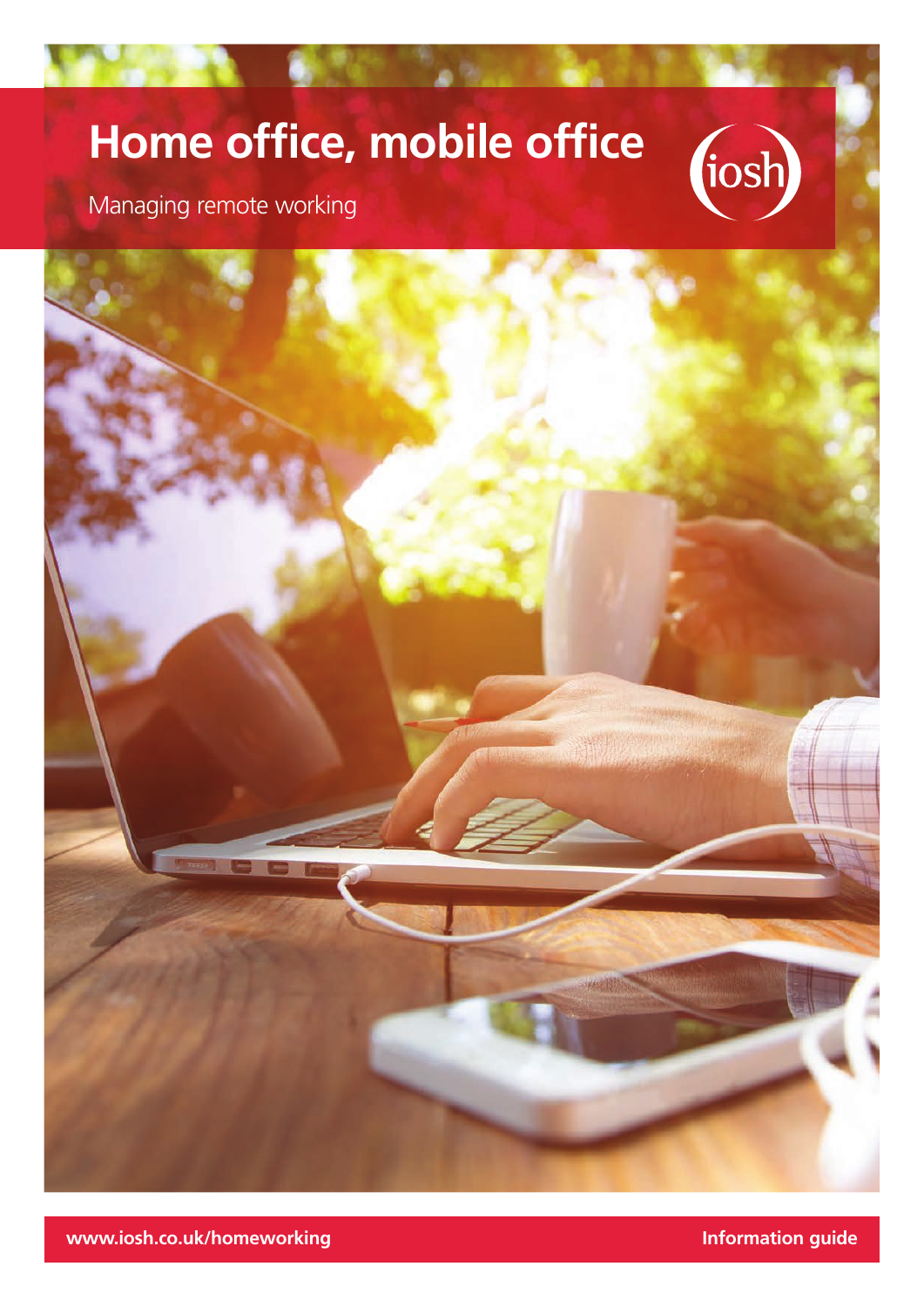# Home office, mobile office

Managing remote working

iosh

www.iosh.co.uk/homeworking

Information guide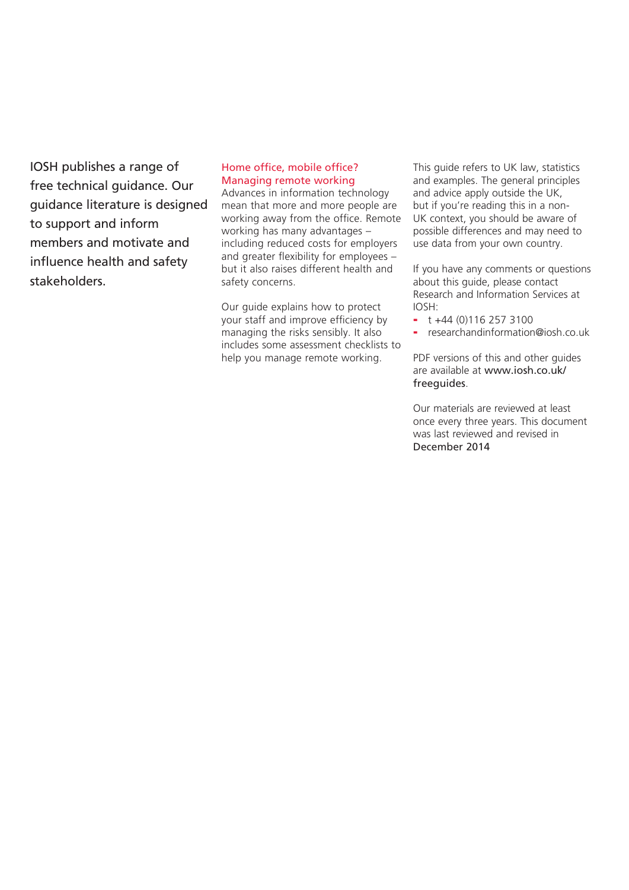IOSH publishes a range of free technical guidance. Our guidance literature is designed to support and inform members and motivate and influence health and safety stakeholders.

## Home office, mobile office? Managing remote working

Advances in information technology mean that more and more people are working away from the office. Remote working has many advantages – including reduced costs for employers and greater flexibility for employees – but it also raises different health and safety concerns.

Our guide explains how to protect your staff and improve efficiency by managing the risks sensibly. It also includes some assessment checklists to help you manage remote working.

This guide refers to UK law, statistics and examples. The general principles and advice apply outside the UK, but if you're reading this in a non-UK context, you should be aware of possible differences and may need to use data from your own country.

If you have any comments or questions about this guide, please contact Research and Information Services at IOSH:

- t +44 (0)116 257 3100
- researchandinformation@iosh.co.uk

PDF versions of this and other guides are available at www.iosh.co.uk/freeguides.

Our materials are reviewed at least once every three years. This document was last reviewed and revised in December 2014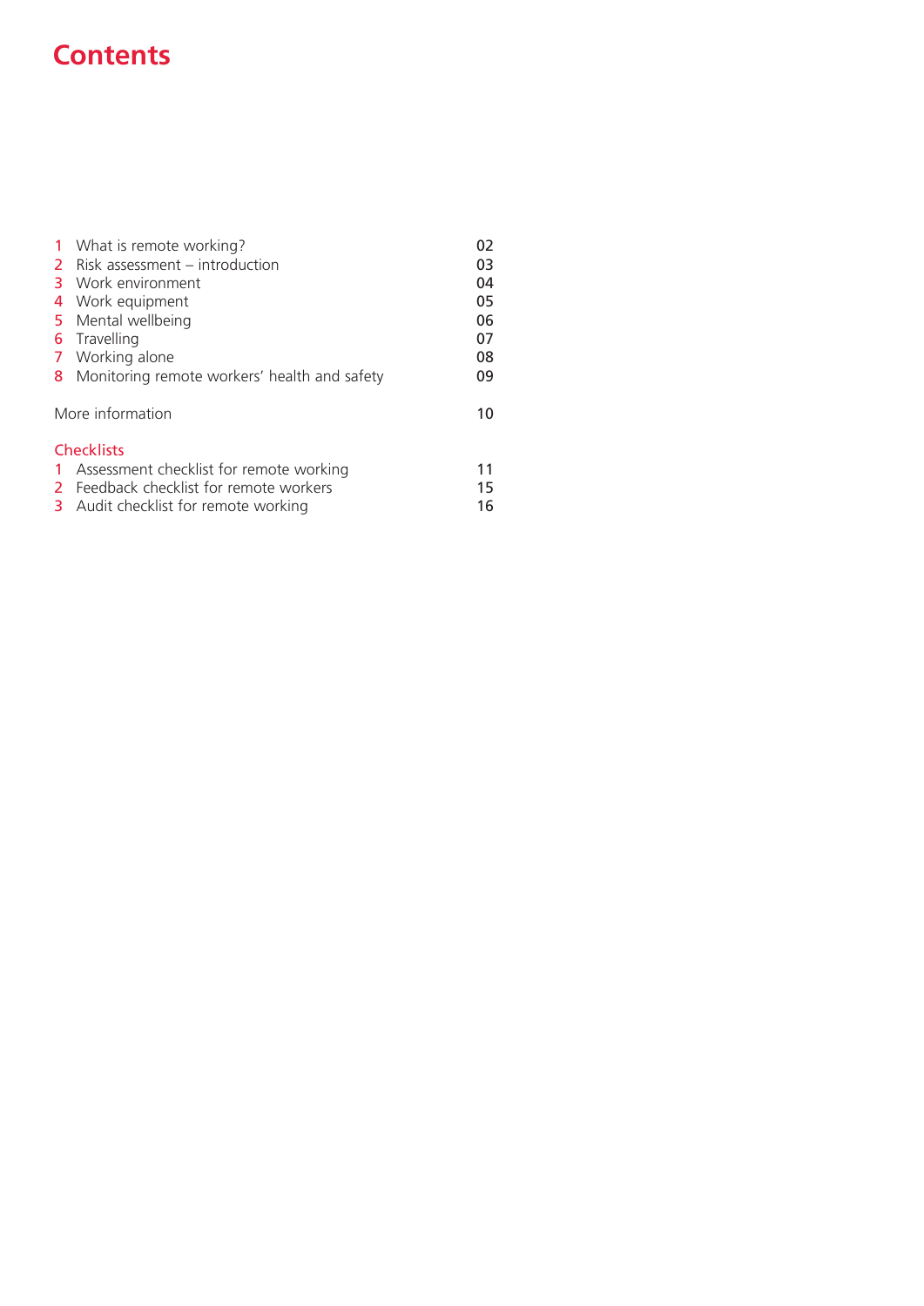# Contents

| | | |
|---|---|---|
| 1 | What is remote working? | 02 |
| 2 | Risk assessment – introduction | 03 |
| 3 | Work environment | 04 |
| 4 | Work equipment | 05 |
| 5 | Mental wellbeing | 06 |
| 6 | Travelling | 07 |
| 7 | Working alone | 08 |
| 8 | Monitoring remote workers' health and safety | 09 |
| | More information | 10 |

## Checklists

| | | |
|---|---|---|
| 1 | Assessment checklist for remote working | 11 |
| 2 | Feedback checklist for remote workers | 15 |
| 3 | Audit checklist for remote working | 16 |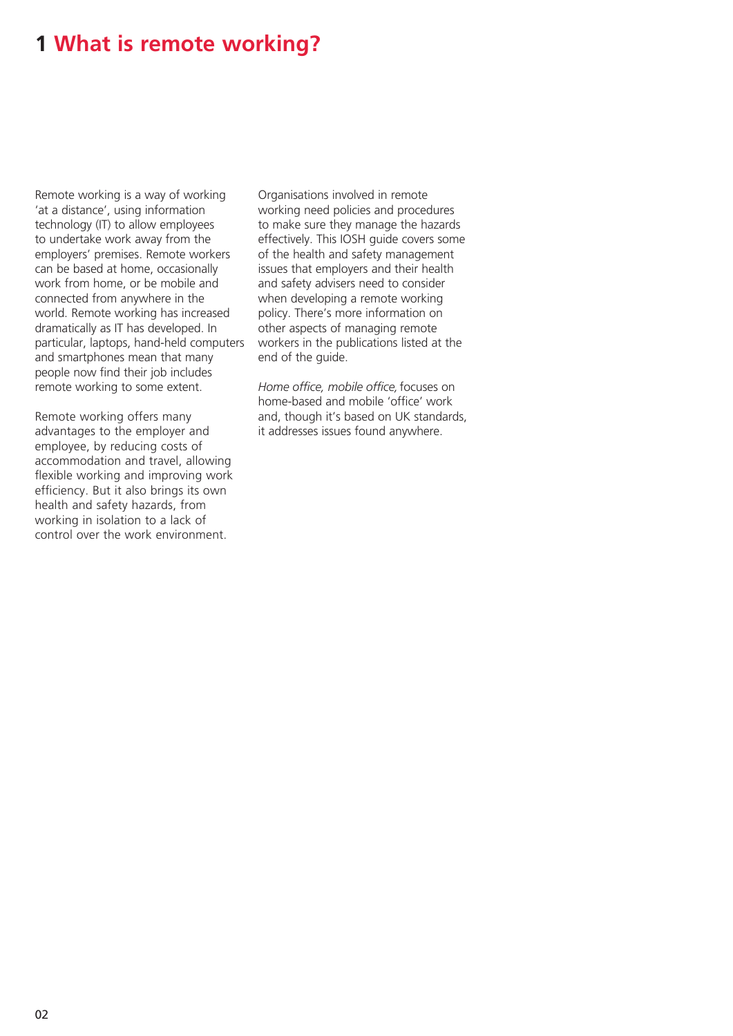# 1 What is remote working?

Remote working is a way of working 'at a distance', using information technology (IT) to allow employees to undertake work away from the employers' premises. Remote workers can be based at home, occasionally work from home, or be mobile and connected from anywhere in the world. Remote working has increased dramatically as IT has developed. In particular, laptops, hand-held computers and smartphones mean that many people now find their job includes remote working to some extent.

Remote working offers many advantages to the employer and employee, by reducing costs of accommodation and travel, allowing flexible working and improving work efficiency. But it also brings its own health and safety hazards, from working in isolation to a lack of control over the work environment.

Organisations involved in remote working need policies and procedures to make sure they manage the hazards effectively. This IOSH guide covers some of the health and safety management issues that employers and their health and safety advisers need to consider when developing a remote working policy. There's more information on other aspects of managing remote workers in the publications listed at the end of the guide.

*Home office, mobile office,* focuses on home-based and mobile 'office' work and, though it's based on UK standards, it addresses issues found anywhere.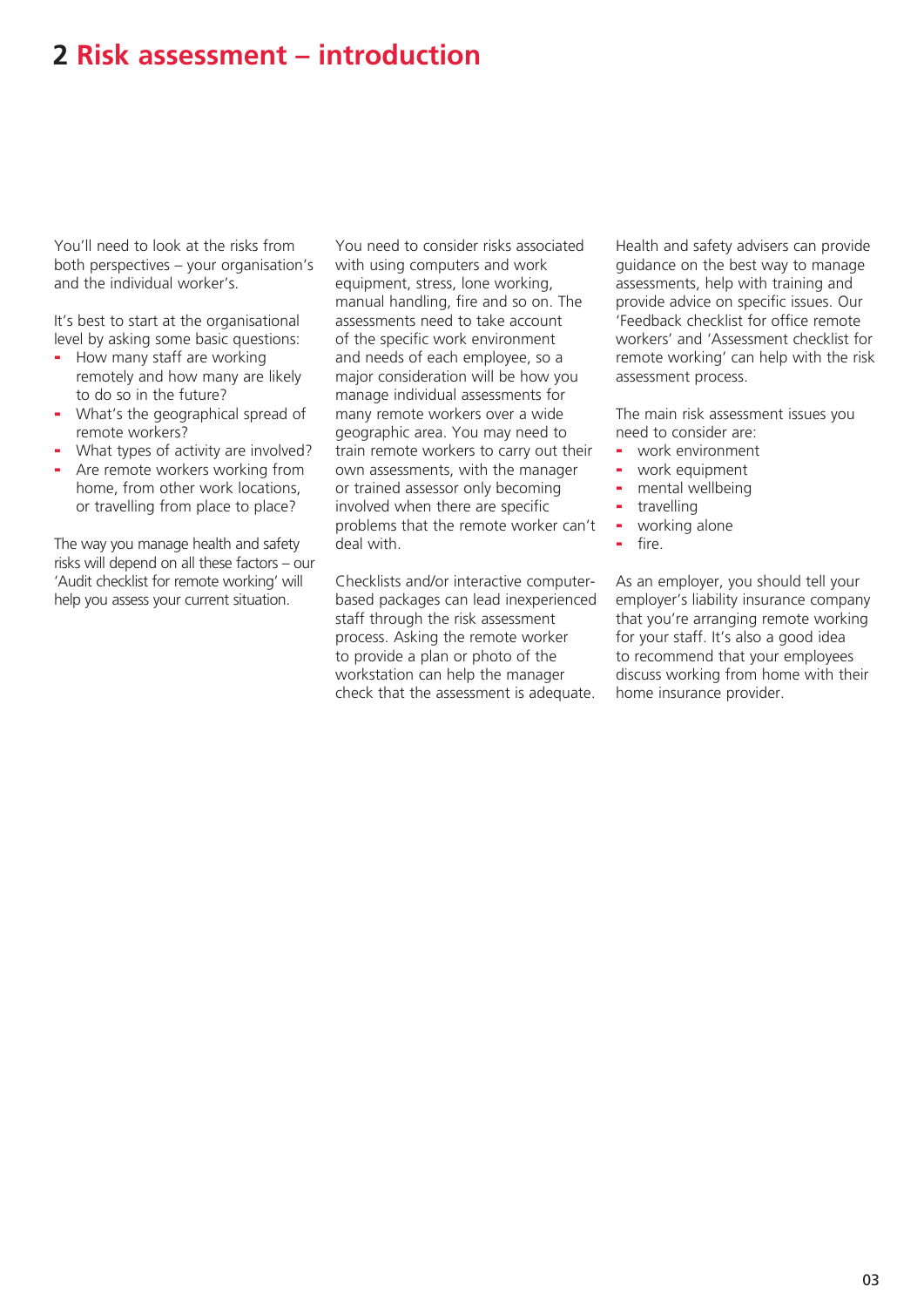## 2 Risk assessment – introduction

You'll need to look at the risks from both perspectives – your organisation's and the individual worker's.

It's best to start at the organisational level by asking some basic questions:

- How many staff are working remotely and how many are likely to do so in the future?
- What's the geographical spread of remote workers?
- What types of activity are involved?
- Are remote workers working from home, from other work locations, or travelling from place to place?

The way you manage health and safety risks will depend on all these factors – our 'Audit checklist for remote working' will help you assess your current situation.

You need to consider risks associated with using computers and work equipment, stress, lone working, manual handling, fire and so on. The assessments need to take account of the specific work environment and needs of each employee, so a major consideration will be how you manage individual assessments for many remote workers over a wide geographic area. You may need to train remote workers to carry out their own assessments, with the manager or trained assessor only becoming involved when there are specific problems that the remote worker can't deal with.

Checklists and/or interactive computer-based packages can lead inexperienced staff through the risk assessment process. Asking the remote worker to provide a plan or photo of the workstation can help the manager check that the assessment is adequate.

Health and safety advisers can provide guidance on the best way to manage assessments, help with training and provide advice on specific issues. Our 'Feedback checklist for office remote workers' and 'Assessment checklist for remote working' can help with the risk assessment process.

The main risk assessment issues you need to consider are:

- work environment
- work equipment
- mental wellbeing
- travelling
- working alone
- fire.

As an employer, you should tell your employer's liability insurance company that you're arranging remote working for your staff. It's also a good idea to recommend that your employees discuss working from home with their home insurance provider.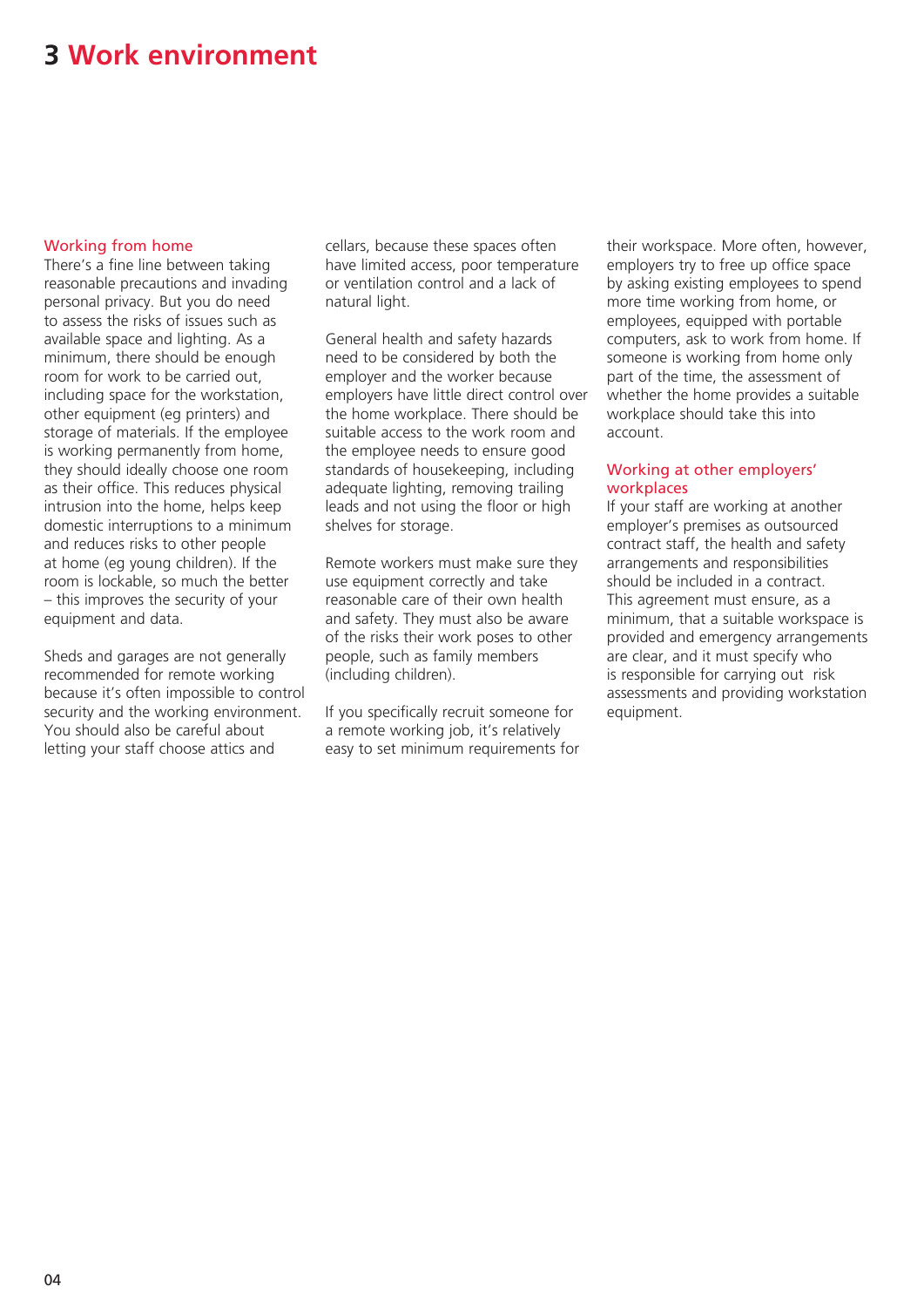# 3 Work environment

## Working from home

There's a fine line between taking reasonable precautions and invading personal privacy. But you do need to assess the risks of issues such as available space and lighting. As a minimum, there should be enough room for work to be carried out, including space for the workstation, other equipment (eg printers) and storage of materials. If the employee is working permanently from home, they should ideally choose one room as their office. This reduces physical intrusion into the home, helps keep domestic interruptions to a minimum and reduces risks to other people at home (eg young children). If the room is lockable, so much the better – this improves the security of your equipment and data.

Sheds and garages are not generally recommended for remote working because it's often impossible to control security and the working environment. You should also be careful about letting your staff choose attics and cellars, because these spaces often have limited access, poor temperature or ventilation control and a lack of natural light.

General health and safety hazards need to be considered by both the employer and the worker because employers have little direct control over the home workplace. There should be suitable access to the work room and the employee needs to ensure good standards of housekeeping, including adequate lighting, removing trailing leads and not using the floor or high shelves for storage.

Remote workers must make sure they use equipment correctly and take reasonable care of their own health and safety. They must also be aware of the risks their work poses to other people, such as family members (including children).

If you specifically recruit someone for a remote working job, it's relatively easy to set minimum requirements for their workspace. More often, however, employers try to free up office space by asking existing employees to spend more time working from home, or employees, equipped with portable computers, ask to work from home. If someone is working from home only part of the time, the assessment of whether the home provides a suitable workplace should take this into account.

## Working at other employers' workplaces

If your staff are working at another employer's premises as outsourced contract staff, the health and safety arrangements and responsibilities should be included in a contract. This agreement must ensure, as a minimum, that a suitable workspace is provided and emergency arrangements are clear, and it must specify who is responsible for carrying out risk assessments and providing workstation equipment.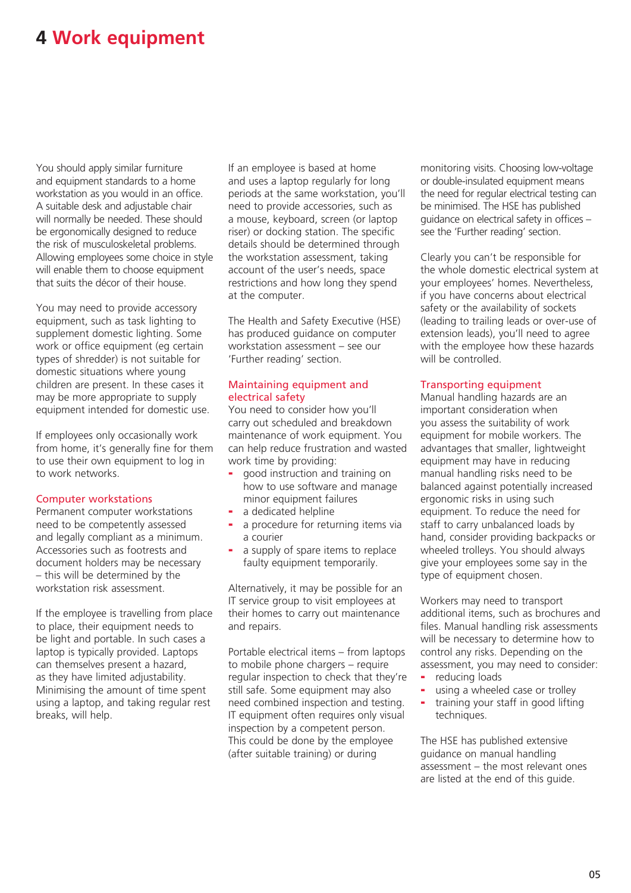# 4 Work equipment

You should apply similar furniture and equipment standards to a home workstation as you would in an office. A suitable desk and adjustable chair will normally be needed. These should be ergonomically designed to reduce the risk of musculoskeletal problems. Allowing employees some choice in style will enable them to choose equipment that suits the décor of their house.

You may need to provide accessory equipment, such as task lighting to supplement domestic lighting. Some work or office equipment (eg certain types of shredder) is not suitable for domestic situations where young children are present. In these cases it may be more appropriate to supply equipment intended for domestic use.

If employees only occasionally work from home, it's generally fine for them to use their own equipment to log in to work networks.

## Computer workstations

Permanent computer workstations need to be competently assessed and legally compliant as a minimum. Accessories such as footrests and document holders may be necessary – this will be determined by the workstation risk assessment.

If the employee is travelling from place to place, their equipment needs to be light and portable. In such cases a laptop is typically provided. Laptops can themselves present a hazard, as they have limited adjustability. Minimising the amount of time spent using a laptop, and taking regular rest breaks, will help.

If an employee is based at home and uses a laptop regularly for long periods at the same workstation, you'll need to provide accessories, such as a mouse, keyboard, screen (or laptop riser) or docking station. The specific details should be determined through the workstation assessment, taking account of the user's needs, space restrictions and how long they spend at the computer.

The Health and Safety Executive (HSE) has produced guidance on computer workstation assessment – see our 'Further reading' section.

## Maintaining equipment and electrical safety

You need to consider how you'll carry out scheduled and breakdown maintenance of work equipment. You can help reduce frustration and wasted work time by providing:

- good instruction and training on how to use software and manage minor equipment failures
- a dedicated helpline
- a procedure for returning items via a courier
- a supply of spare items to replace faulty equipment temporarily.

Alternatively, it may be possible for an IT service group to visit employees at their homes to carry out maintenance and repairs.

Portable electrical items – from laptops to mobile phone chargers – require regular inspection to check that they're still safe. Some equipment may also need combined inspection and testing. IT equipment often requires only visual inspection by a competent person. This could be done by the employee (after suitable training) or during monitoring visits. Choosing low-voltage or double-insulated equipment means the need for regular electrical testing can be minimised. The HSE has published guidance on electrical safety in offices – see the 'Further reading' section.

Clearly you can't be responsible for the whole domestic electrical system at your employees' homes. Nevertheless, if you have concerns about electrical safety or the availability of sockets (leading to trailing leads or over-use of extension leads), you'll need to agree with the employee how these hazards will be controlled.

## Transporting equipment

Manual handling hazards are an important consideration when you assess the suitability of work equipment for mobile workers. The advantages that smaller, lightweight equipment may have in reducing manual handling risks need to be balanced against potentially increased ergonomic risks in using such equipment. To reduce the need for staff to carry unbalanced loads by hand, consider providing backpacks or wheeled trolleys. You should always give your employees some say in the type of equipment chosen.

Workers may need to transport additional items, such as brochures and files. Manual handling risk assessments will be necessary to determine how to control any risks. Depending on the assessment, you may need to consider:

- reducing loads
- using a wheeled case or trolley
- training your staff in good lifting techniques.

The HSE has published extensive guidance on manual handling assessment – the most relevant ones are listed at the end of this guide.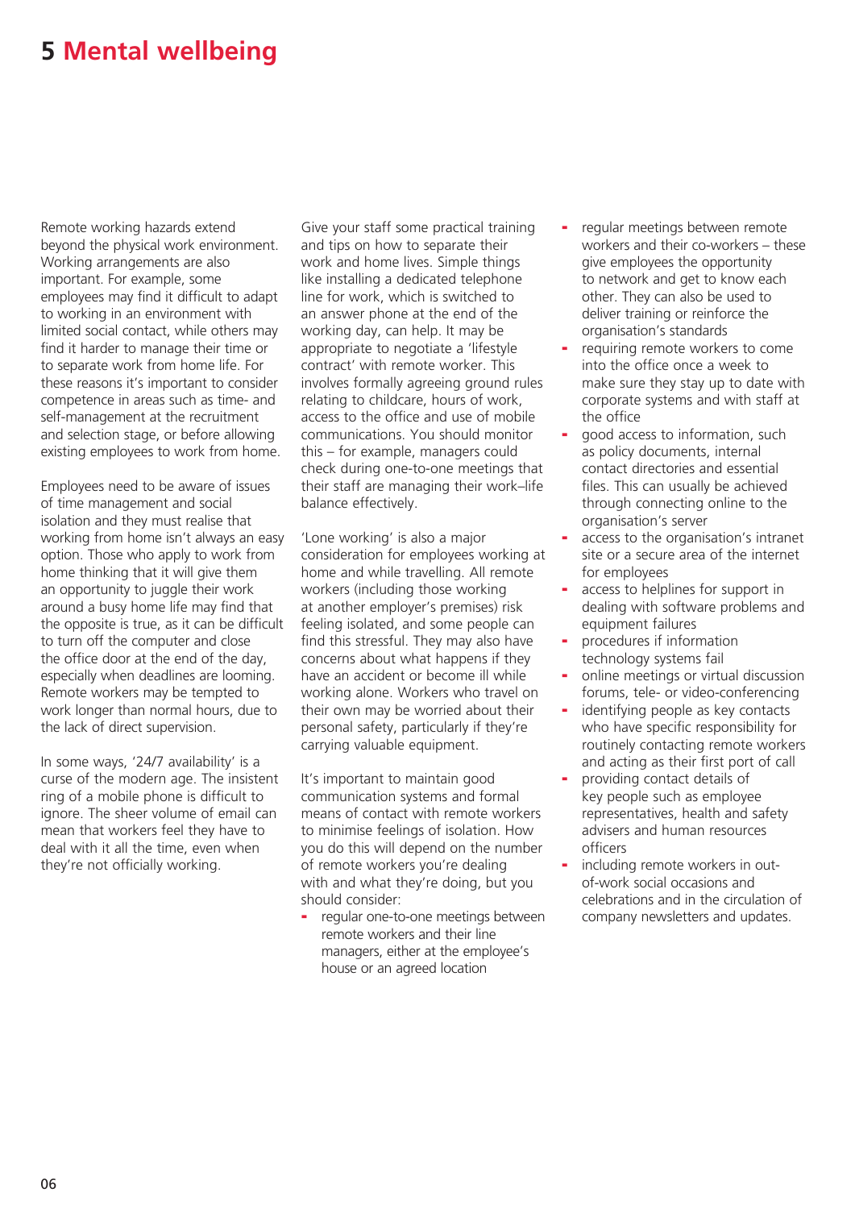# 5 Mental wellbeing

Remote working hazards extend beyond the physical work environment. Working arrangements are also important. For example, some employees may find it difficult to adapt to working in an environment with limited social contact, while others may find it harder to manage their time or to separate work from home life. For these reasons it's important to consider competence in areas such as time- and self-management at the recruitment and selection stage, or before allowing existing employees to work from home.

Employees need to be aware of issues of time management and social isolation and they must realise that working from home isn't always an easy option. Those who apply to work from home thinking that it will give them an opportunity to juggle their work around a busy home life may find that the opposite is true, as it can be difficult to turn off the computer and close the office door at the end of the day, especially when deadlines are looming. Remote workers may be tempted to work longer than normal hours, due to the lack of direct supervision.

In some ways, '24/7 availability' is a curse of the modern age. The insistent ring of a mobile phone is difficult to ignore. The sheer volume of email can mean that workers feel they have to deal with it all the time, even when they're not officially working.

Give your staff some practical training and tips on how to separate their work and home lives. Simple things like installing a dedicated telephone line for work, which is switched to an answer phone at the end of the working day, can help. It may be appropriate to negotiate a 'lifestyle contract' with remote worker. This involves formally agreeing ground rules relating to childcare, hours of work, access to the office and use of mobile communications. You should monitor this – for example, managers could check during one-to-one meetings that their staff are managing their work–life balance effectively.

'Lone working' is also a major consideration for employees working at home and while travelling. All remote workers (including those working at another employer's premises) risk feeling isolated, and some people can find this stressful. They may also have concerns about what happens if they have an accident or become ill while working alone. Workers who travel on their own may be worried about their personal safety, particularly if they're carrying valuable equipment.

It's important to maintain good communication systems and formal means of contact with remote workers to minimise feelings of isolation. How you do this will depend on the number of remote workers you're dealing with and what they're doing, but you should consider:

- regular one-to-one meetings between remote workers and their line managers, either at the employee's house or an agreed location
- regular meetings between remote workers and their co-workers – these give employees the opportunity to network and get to know each other. They can also be used to deliver training or reinforce the organisation's standards
- requiring remote workers to come into the office once a week to make sure they stay up to date with corporate systems and with staff at the office
- good access to information, such as policy documents, internal contact directories and essential files. This can usually be achieved through connecting online to the organisation's server
- access to the organisation's intranet site or a secure area of the internet for employees
- access to helplines for support in dealing with software problems and equipment failures
- procedures if information technology systems fail
- online meetings or virtual discussion forums, tele- or video-conferencing
- identifying people as key contacts who have specific responsibility for routinely contacting remote workers and acting as their first port of call
- providing contact details of key people such as employee representatives, health and safety advisers and human resources officers
- including remote workers in out-of-work social occasions and celebrations and in the circulation of company newsletters and updates.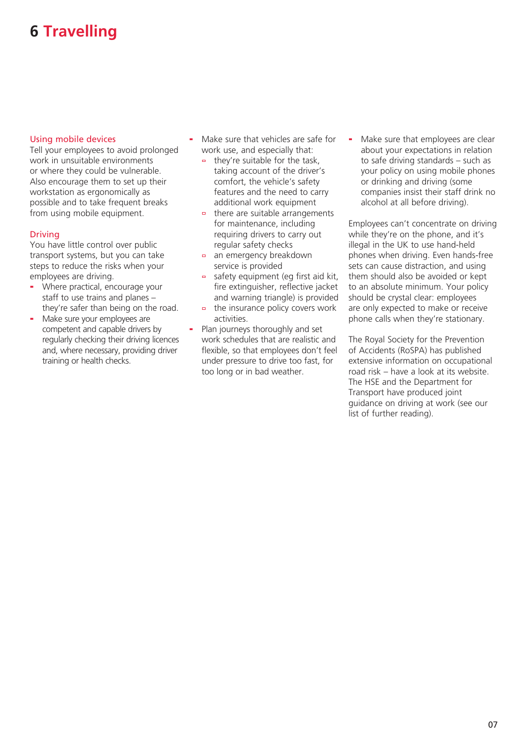# 6 Travelling

### Using mobile devices

Tell your employees to avoid prolonged work in unsuitable environments or where they could be vulnerable. Also encourage them to set up their workstation as ergonomically as possible and to take frequent breaks from using mobile equipment.

### Driving

You have little control over public transport systems, but you can take steps to reduce the risks when your employees are driving.

- Where practical, encourage your staff to use trains and planes – they're safer than being on the road.
- Make sure your employees are competent and capable drivers by regularly checking their driving licences and, where necessary, providing driver training or health checks.
- Make sure that vehicles are safe for work use, and especially that:
  - they're suitable for the task, taking account of the driver's comfort, the vehicle's safety features and the need to carry additional work equipment
  - there are suitable arrangements for maintenance, including requiring drivers to carry out regular safety checks
  - an emergency breakdown service is provided
  - safety equipment (eg first aid kit, fire extinguisher, reflective jacket and warning triangle) is provided
  - the insurance policy covers work activities.
- Plan journeys thoroughly and set work schedules that are realistic and flexible, so that employees don't feel under pressure to drive too fast, for too long or in bad weather.
- Make sure that employees are clear about your expectations in relation to safe driving standards – such as your policy on using mobile phones or drinking and driving (some companies insist their staff drink no alcohol at all before driving).

Employees can't concentrate on driving while they're on the phone, and it's illegal in the UK to use hand-held phones when driving. Even hands-free sets can cause distraction, and using them should also be avoided or kept to an absolute minimum. Your policy should be crystal clear: employees are only expected to make or receive phone calls when they're stationary.

The Royal Society for the Prevention of Accidents (RoSPA) has published extensive information on occupational road risk – have a look at its website. The HSE and the Department for Transport have produced joint guidance on driving at work (see our list of further reading).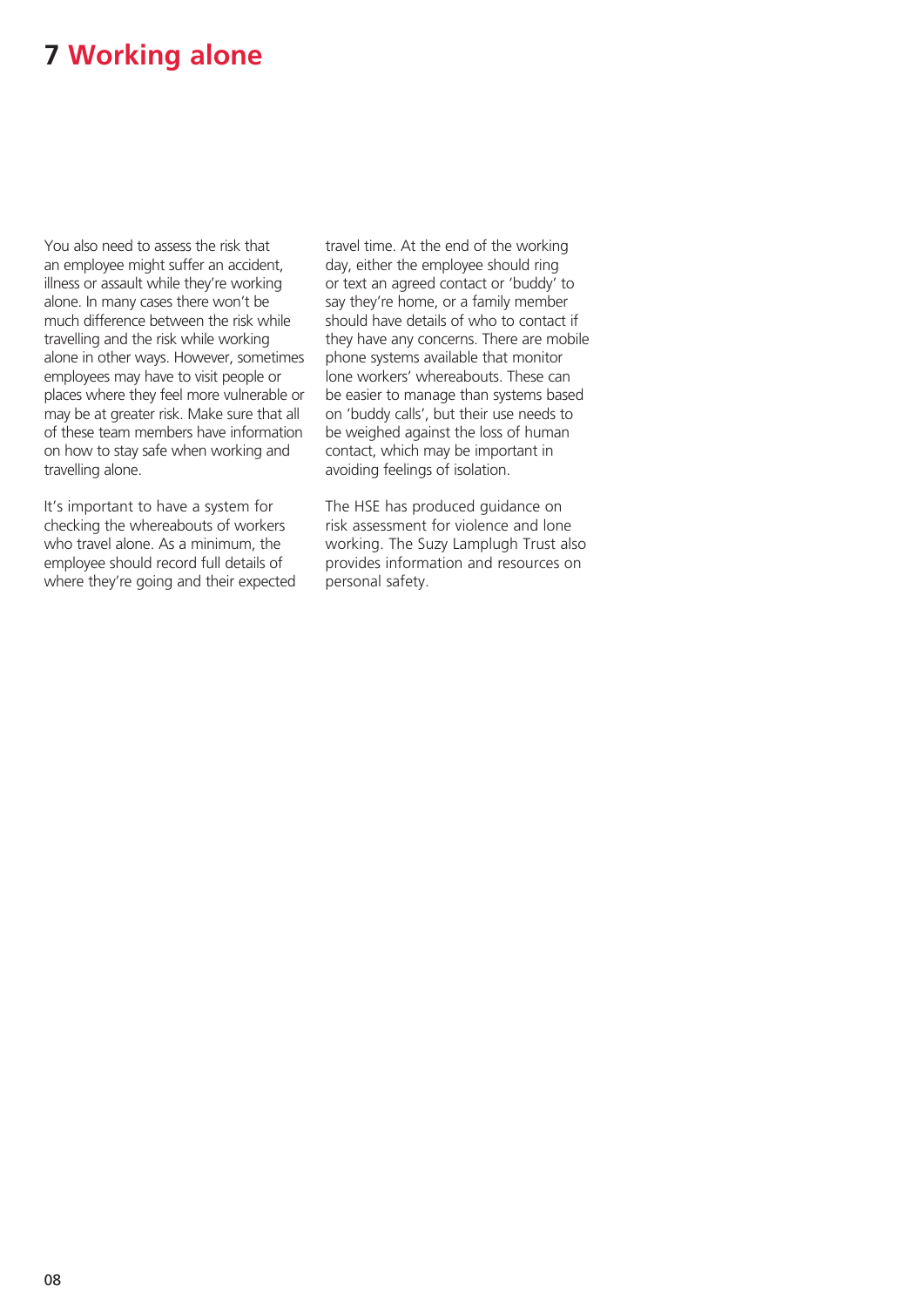# 7 Working alone

You also need to assess the risk that an employee might suffer an accident, illness or assault while they're working alone. In many cases there won't be much difference between the risk while travelling and the risk while working alone in other ways. However, sometimes employees may have to visit people or places where they feel more vulnerable or may be at greater risk. Make sure that all of these team members have information on how to stay safe when working and travelling alone.

It's important to have a system for checking the whereabouts of workers who travel alone. As a minimum, the employee should record full details of where they're going and their expected travel time. At the end of the working day, either the employee should ring or text an agreed contact or 'buddy' to say they're home, or a family member should have details of who to contact if they have any concerns. There are mobile phone systems available that monitor lone workers' whereabouts. These can be easier to manage than systems based on 'buddy calls', but their use needs to be weighed against the loss of human contact, which may be important in avoiding feelings of isolation.

The HSE has produced guidance on risk assessment for violence and lone working. The Suzy Lamplugh Trust also provides information and resources on personal safety.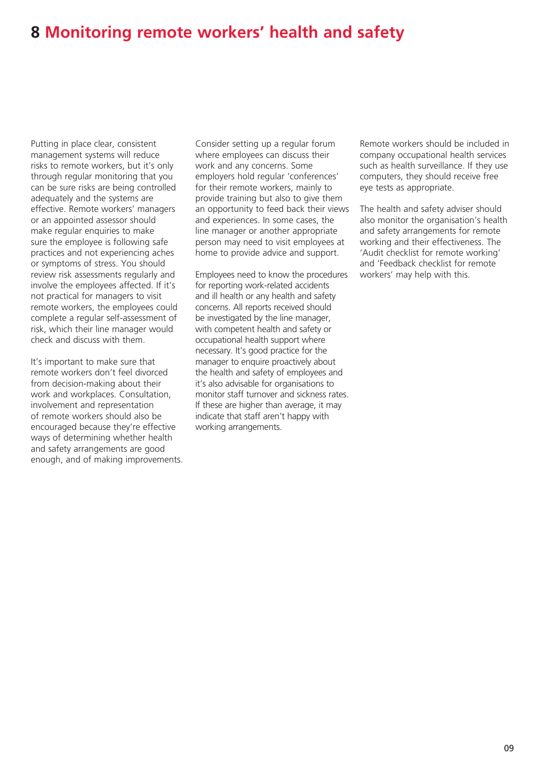# 8 Monitoring remote workers' health and safety

Putting in place clear, consistent management systems will reduce risks to remote workers, but it's only through regular monitoring that you can be sure risks are being controlled adequately and the systems are effective. Remote workers' managers or an appointed assessor should make regular enquiries to make sure the employee is following safe practices and not experiencing aches or symptoms of stress. You should review risk assessments regularly and involve the employees affected. If it's not practical for managers to visit remote workers, the employees could complete a regular self-assessment of risk, which their line manager would check and discuss with them.

It's important to make sure that remote workers don't feel divorced from decision-making about their work and workplaces. Consultation, involvement and representation of remote workers should also be encouraged because they're effective ways of determining whether health and safety arrangements are good enough, and of making improvements.

Consider setting up a regular forum where employees can discuss their work and any concerns. Some employers hold regular 'conferences' for their remote workers, mainly to provide training but also to give them an opportunity to feed back their views and experiences. In some cases, the line manager or another appropriate person may need to visit employees at home to provide advice and support.

Employees need to know the procedures for reporting work-related accidents and ill health or any health and safety concerns. All reports received should be investigated by the line manager, with competent health and safety or occupational health support where necessary. It's good practice for the manager to enquire proactively about the health and safety of employees and it's also advisable for organisations to monitor staff turnover and sickness rates. If these are higher than average, it may indicate that staff aren't happy with working arrangements.

Remote workers should be included in company occupational health services such as health surveillance. If they use computers, they should receive free eye tests as appropriate.

The health and safety adviser should also monitor the organisation's health and safety arrangements for remote working and their effectiveness. The 'Audit checklist for remote working' and 'Feedback checklist for remote workers' may help with this.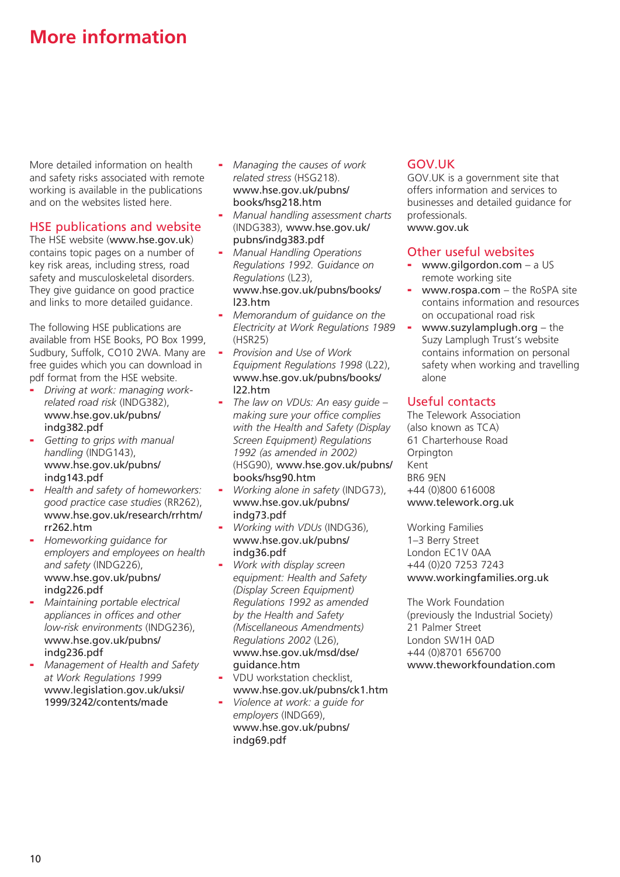# More information

More detailed information on health and safety risks associated with remote working is available in the publications and on the websites listed here.

## HSE publications and website

The HSE website (www.hse.gov.uk) contains topic pages on a number of key risk areas, including stress, road safety and musculoskeletal disorders. They give guidance on good practice and links to more detailed guidance.

The following HSE publications are available from HSE Books, PO Box 1999, Sudbury, Suffolk, CO10 2WA. Many are free guides which you can download in pdf format from the HSE website.

- *Driving at work: managing work-related road risk* (INDG382), www.hse.gov.uk/pubns/indg382.pdf
- *Getting to grips with manual handling* (INDG143), www.hse.gov.uk/pubns/indg143.pdf
- *Health and safety of homeworkers: good practice case studies* (RR262), www.hse.gov.uk/research/rrhtm/rr262.htm
- *Homeworking guidance for employers and employees on health and safety* (INDG226), www.hse.gov.uk/pubns/indg226.pdf
- *Maintaining portable electrical appliances in offices and other low-risk environments* (INDG236), www.hse.gov.uk/pubns/indg236.pdf
- *Management of Health and Safety at Work Regulations 1999* www.legislation.gov.uk/uksi/1999/3242/contents/made
- *Managing the causes of work related stress* (HSG218). www.hse.gov.uk/pubns/books/hsg218.htm
- *Manual handling assessment charts* (INDG383), www.hse.gov.uk/pubns/indg383.pdf
- *Manual Handling Operations Regulations 1992. Guidance on Regulations* (L23), www.hse.gov.uk/pubns/books/l23.htm
- *Memorandum of guidance on the Electricity at Work Regulations 1989* (HSR25)
- *Provision and Use of Work Equipment Regulations 1998* (L22), www.hse.gov.uk/pubns/books/l22.htm
- *The law on VDUs: An easy guide – making sure your office complies with the Health and Safety (Display Screen Equipment) Regulations 1992 (as amended in 2002)* (HSG90), www.hse.gov.uk/pubns/books/hsg90.htm
- *Working alone in safety* (INDG73), www.hse.gov.uk/pubns/indg73.pdf
- *Working with VDUs* (INDG36), www.hse.gov.uk/pubns/indg36.pdf
- *Work with display screen equipment: Health and Safety (Display Screen Equipment) Regulations 1992 as amended by the Health and Safety (Miscellaneous Amendments) Regulations 2002* (L26), www.hse.gov.uk/msd/dse/guidance.htm
- VDU workstation checklist, www.hse.gov.uk/pubns/ck1.htm
- *Violence at work: a guide for employers* (INDG69), www.hse.gov.uk/pubns/indg69.pdf

## GOV.UK

GOV.UK is a government site that offers information and services to businesses and detailed guidance for professionals.
www.gov.uk

## Other useful websites

- www.gilgordon.com – a US remote working site
- www.rospa.com – the RoSPA site contains information and resources on occupational road risk
- www.suzylamplugh.org – the Suzy Lamplugh Trust's website contains information on personal safety when working and travelling alone

## Useful contacts

The Telework Association
(also known as TCA)
61 Charterhouse Road
Orpington
Kent
BR6 9EN
+44 (0)800 616008
www.telework.org.uk

Working Families
1–3 Berry Street
London EC1V 0AA
+44 (0)20 7253 7243
www.workingfamilies.org.uk

The Work Foundation
(previously the Industrial Society)
21 Palmer Street
London SW1H 0AD
+44 (0)8701 656700
www.theworkfoundation.com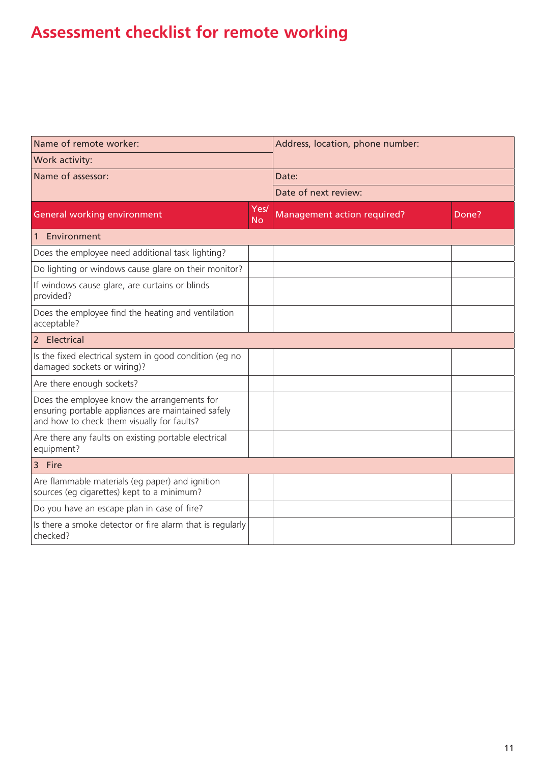# Assessment checklist for remote working

| Name of remote worker: | | Address, location, phone number: | |
|---|---|---|---|
| Work activity: | | | |
| Name of assessor: | | Date: | |
| | | Date of next review: | |
| **General working environment** | **Yes/ No** | **Management action required?** | **Done?** |
| **1 Environment** | | | |
| Does the employee need additional task lighting? | | | |
| Do lighting or windows cause glare on their monitor? | | | |
| If windows cause glare, are curtains or blinds provided? | | | |
| Does the employee find the heating and ventilation acceptable? | | | |
| **2 Electrical** | | | |
| Is the fixed electrical system in good condition (eg no damaged sockets or wiring)? | | | |
| Are there enough sockets? | | | |
| Does the employee know the arrangements for ensuring portable appliances are maintained safely and how to check them visually for faults? | | | |
| Are there any faults on existing portable electrical equipment? | | | |
| **3 Fire** | | | |
| Are flammable materials (eg paper) and ignition sources (eg cigarettes) kept to a minimum? | | | |
| Do you have an escape plan in case of fire? | | | |
| Is there a smoke detector or fire alarm that is regularly checked? | | | |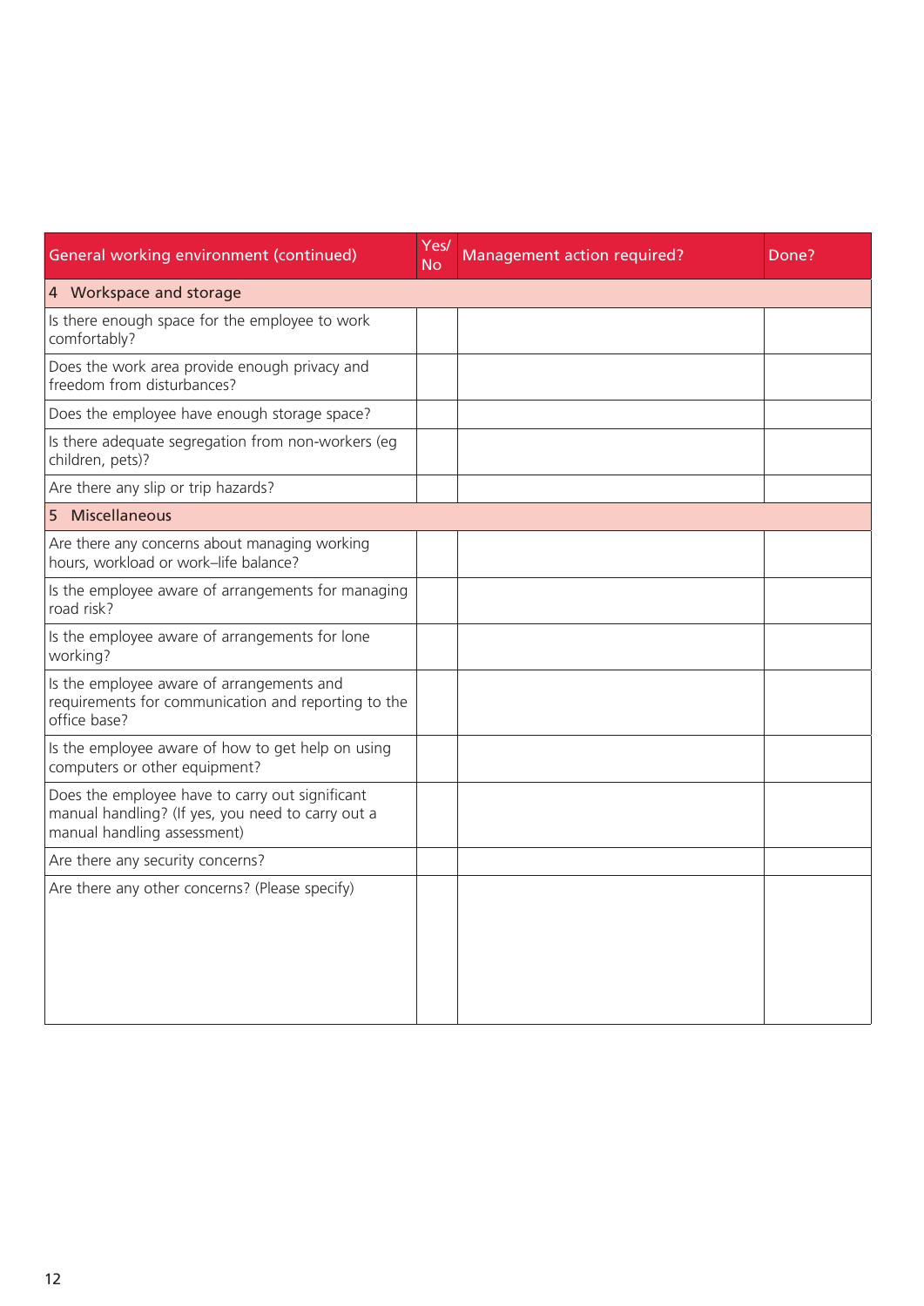| General working environment (continued) | Yes/ No | Management action required? | Done? |
|---|---|---|---|
| **4 Workspace and storage** | | | |
| Is there enough space for the employee to work comfortably? | | | |
| Does the work area provide enough privacy and freedom from disturbances? | | | |
| Does the employee have enough storage space? | | | |
| Is there adequate segregation from non-workers (eg children, pets)? | | | |
| Are there any slip or trip hazards? | | | |
| **5 Miscellaneous** | | | |
| Are there any concerns about managing working hours, workload or work–life balance? | | | |
| Is the employee aware of arrangements for managing road risk? | | | |
| Is the employee aware of arrangements for lone working? | | | |
| Is the employee aware of arrangements and requirements for communication and reporting to the office base? | | | |
| Is the employee aware of how to get help on using computers or other equipment? | | | |
| Does the employee have to carry out significant manual handling? (If yes, you need to carry out a manual handling assessment) | | | |
| Are there any security concerns? | | | |
| Are there any other concerns? (Please specify) | | | |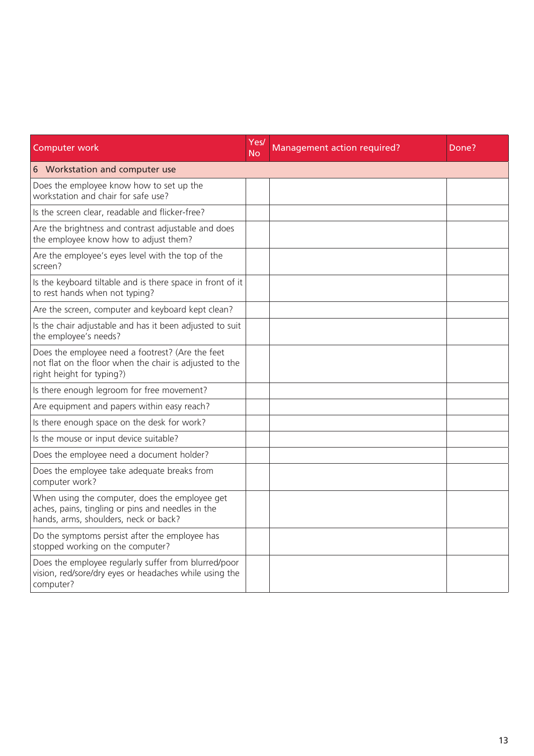| Computer work | Yes/ No | Management action required? | Done? |
|---|---|---|---|
| 6 Workstation and computer use | | | |
| Does the employee know how to set up the workstation and chair for safe use? | | | |
| Is the screen clear, readable and flicker-free? | | | |
| Are the brightness and contrast adjustable and does the employee know how to adjust them? | | | |
| Are the employee's eyes level with the top of the screen? | | | |
| Is the keyboard tiltable and is there space in front of it to rest hands when not typing? | | | |
| Are the screen, computer and keyboard kept clean? | | | |
| Is the chair adjustable and has it been adjusted to suit the employee's needs? | | | |
| Does the employee need a footrest? (Are the feet not flat on the floor when the chair is adjusted to the right height for typing?) | | | |
| Is there enough legroom for free movement? | | | |
| Are equipment and papers within easy reach? | | | |
| Is there enough space on the desk for work? | | | |
| Is the mouse or input device suitable? | | | |
| Does the employee need a document holder? | | | |
| Does the employee take adequate breaks from computer work? | | | |
| When using the computer, does the employee get aches, pains, tingling or pins and needles in the hands, arms, shoulders, neck or back? | | | |
| Do the symptoms persist after the employee has stopped working on the computer? | | | |
| Does the employee regularly suffer from blurred/poor vision, red/sore/dry eyes or headaches while using the computer? | | | |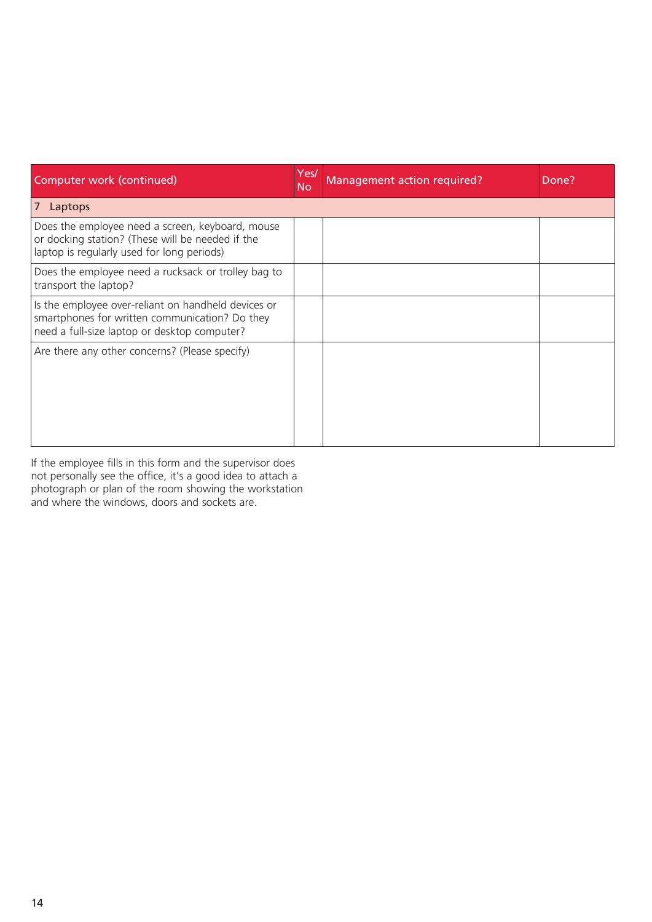| Computer work (continued) | Yes/ No | Management action required? | Done? |
| --- | --- | --- | --- |
| 7 Laptops | | | |
| Does the employee need a screen, keyboard, mouse or docking station? (These will be needed if the laptop is regularly used for long periods) | | | |
| Does the employee need a rucksack or trolley bag to transport the laptop? | | | |
| Is the employee over-reliant on handheld devices or smartphones for written communication? Do they need a full-size laptop or desktop computer? | | | |
| Are there any other concerns? (Please specify) | | | |

If the employee fills in this form and the supervisor does not personally see the office, it's a good idea to attach a photograph or plan of the room showing the workstation and where the windows, doors and sockets are.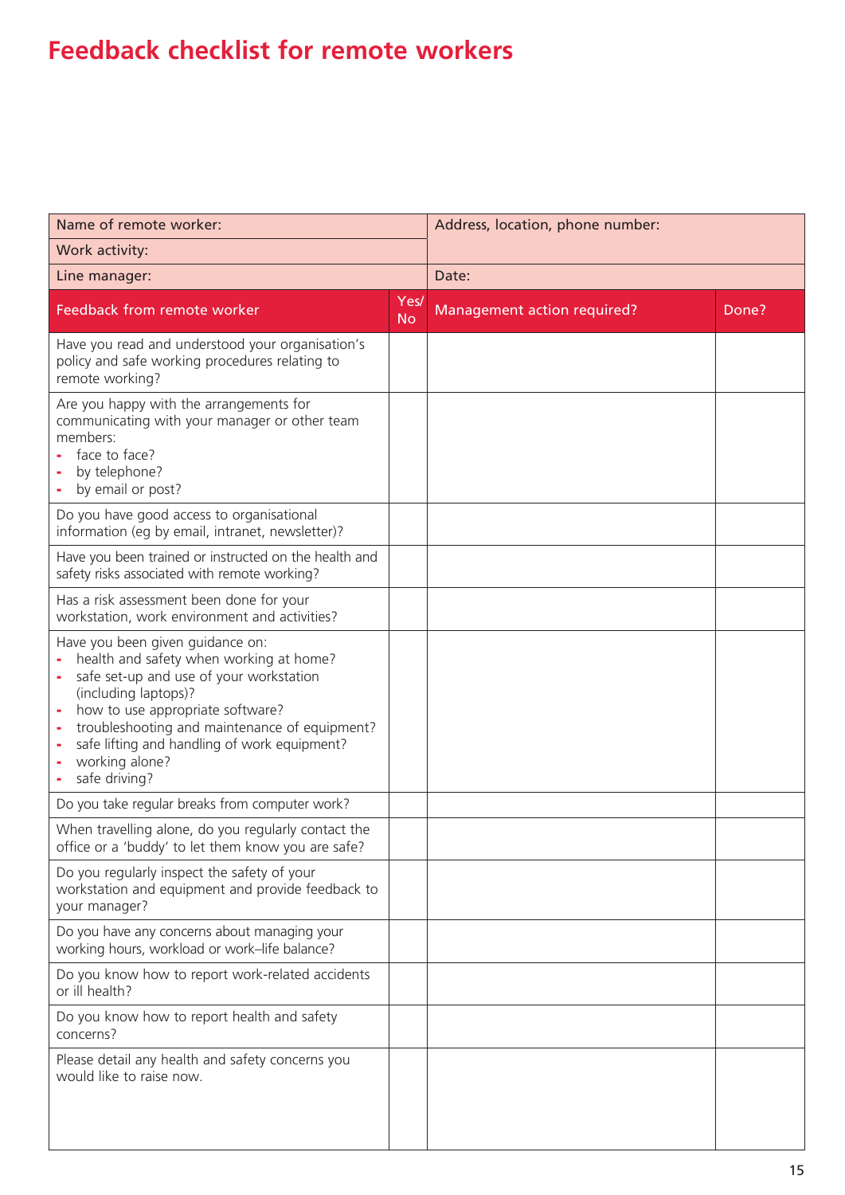# Feedback checklist for remote workers

| Name of remote worker: | | Address, location, phone number: | |
|---|---|---|---|
| Work activity: | | | |
| Line manager: | | Date: | |
| **Feedback from remote worker** | **Yes/ No** | **Management action required?** | **Done?** |
| Have you read and understood your organisation's policy and safe working procedures relating to remote working? | | | |
| Are you happy with the arrangements for communicating with your manager or other team members:<br>- face to face?<br>- by telephone?<br>- by email or post? | | | |
| Do you have good access to organisational information (eg by email, intranet, newsletter)? | | | |
| Have you been trained or instructed on the health and safety risks associated with remote working? | | | |
| Has a risk assessment been done for your workstation, work environment and activities? | | | |
| Have you been given guidance on:<br>- health and safety when working at home?<br>- safe set-up and use of your workstation (including laptops)?<br>- how to use appropriate software?<br>- troubleshooting and maintenance of equipment?<br>- safe lifting and handling of work equipment?<br>- working alone?<br>- safe driving? | | | |
| Do you take regular breaks from computer work? | | | |
| When travelling alone, do you regularly contact the office or a 'buddy' to let them know you are safe? | | | |
| Do you regularly inspect the safety of your workstation and equipment and provide feedback to your manager? | | | |
| Do you have any concerns about managing your working hours, workload or work–life balance? | | | |
| Do you know how to report work-related accidents or ill health? | | | |
| Do you know how to report health and safety concerns? | | | |
| Please detail any health and safety concerns you would like to raise now. | | | |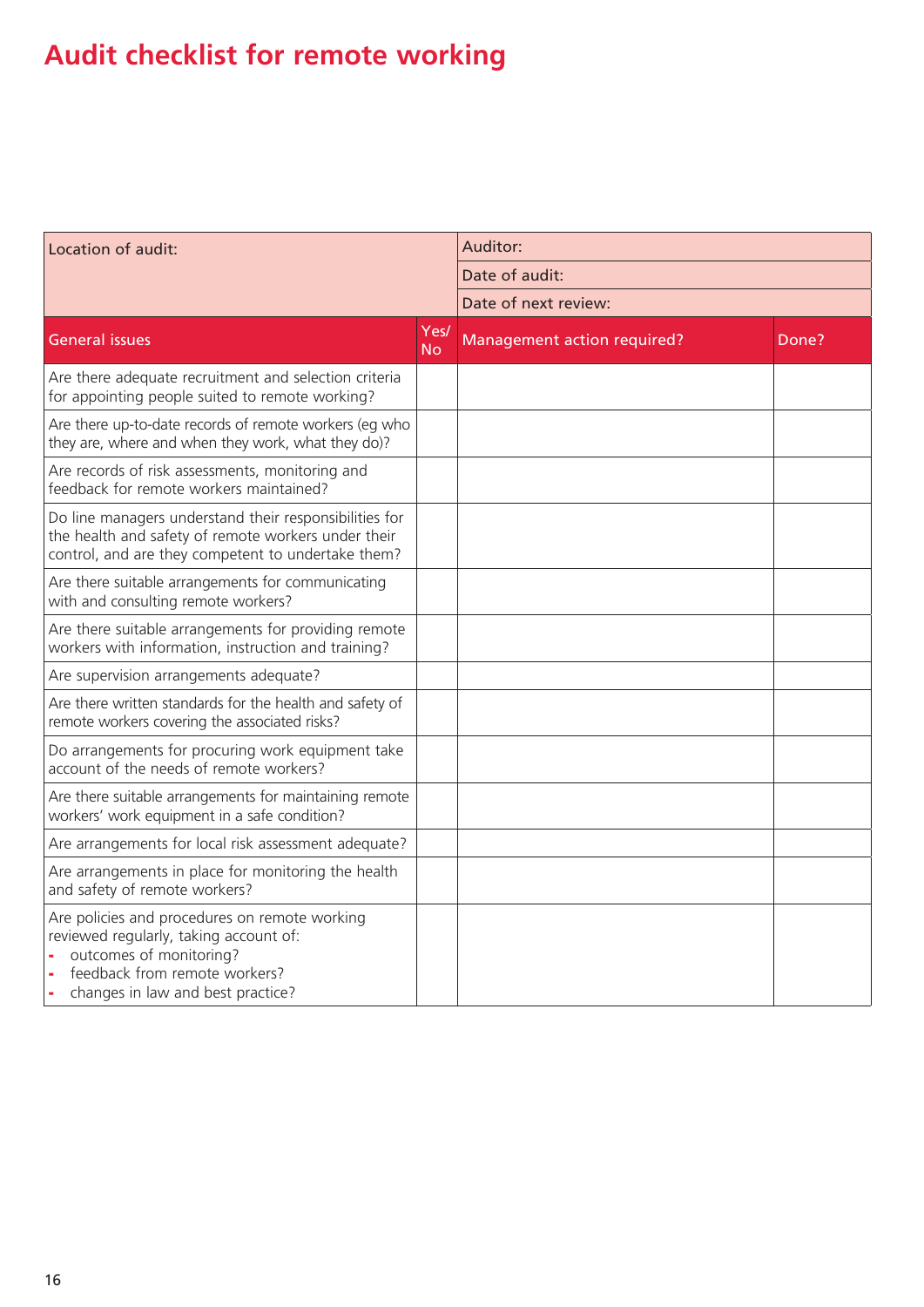# Audit checklist for remote working

| Location of audit: | | Auditor: | |
|---|---|---|---|
| | | Date of audit: | |
| | | Date of next review: | |
| **General issues** | **Yes/ No** | **Management action required?** | **Done?** |
| Are there adequate recruitment and selection criteria for appointing people suited to remote working? | | | |
| Are there up-to-date records of remote workers (eg who they are, where and when they work, what they do)? | | | |
| Are records of risk assessments, monitoring and feedback for remote workers maintained? | | | |
| Do line managers understand their responsibilities for the health and safety of remote workers under their control, and are they competent to undertake them? | | | |
| Are there suitable arrangements for communicating with and consulting remote workers? | | | |
| Are there suitable arrangements for providing remote workers with information, instruction and training? | | | |
| Are supervision arrangements adequate? | | | |
| Are there written standards for the health and safety of remote workers covering the associated risks? | | | |
| Do arrangements for procuring work equipment take account of the needs of remote workers? | | | |
| Are there suitable arrangements for maintaining remote workers' work equipment in a safe condition? | | | |
| Are arrangements for local risk assessment adequate? | | | |
| Are arrangements in place for monitoring the health and safety of remote workers? | | | |
| Are policies and procedures on remote working reviewed regularly, taking account of: <br>- outcomes of monitoring? <br>- feedback from remote workers? <br>- changes in law and best practice? | | | |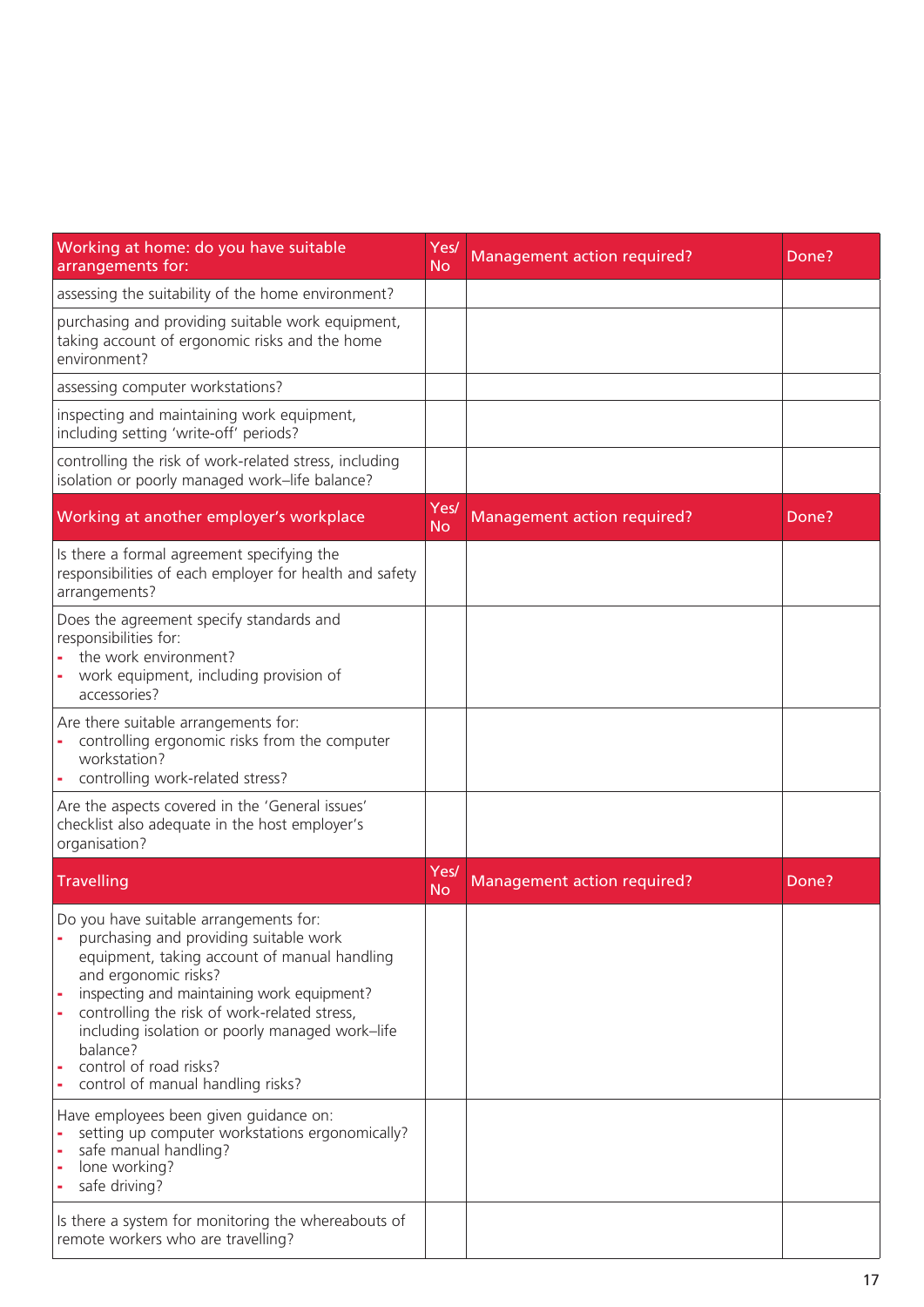| Working at home: do you have suitable arrangements for: | Yes/No | Management action required? | Done? |
|---|---|---|---|
| assessing the suitability of the home environment? | | | |
| purchasing and providing suitable work equipment, taking account of ergonomic risks and the home environment? | | | |
| assessing computer workstations? | | | |
| inspecting and maintaining work equipment, including setting 'write-off' periods? | | | |
| controlling the risk of work-related stress, including isolation or poorly managed work–life balance? | | | |

| Working at another employer's workplace | Yes/No | Management action required? | Done? |
|---|---|---|---|
| Is there a formal agreement specifying the responsibilities of each employer for health and safety arrangements? | | | |
| Does the agreement specify standards and responsibilities for:<br>- the work environment?<br>- work equipment, including provision of accessories? | | | |
| Are there suitable arrangements for:<br>- controlling ergonomic risks from the computer workstation?<br>- controlling work-related stress? | | | |
| Are the aspects covered in the 'General issues' checklist also adequate in the host employer's organisation? | | | |

| Travelling | Yes/No | Management action required? | Done? |
|---|---|---|---|
| Do you have suitable arrangements for:<br>- purchasing and providing suitable work equipment, taking account of manual handling and ergonomic risks?<br>- inspecting and maintaining work equipment?<br>- controlling the risk of work-related stress, including isolation or poorly managed work–life balance?<br>- control of road risks?<br>- control of manual handling risks? | | | |
| Have employees been given guidance on:<br>- setting up computer workstations ergonomically?<br>- safe manual handling?<br>- lone working?<br>- safe driving? | | | |
| Is there a system for monitoring the whereabouts of remote workers who are travelling? | | | |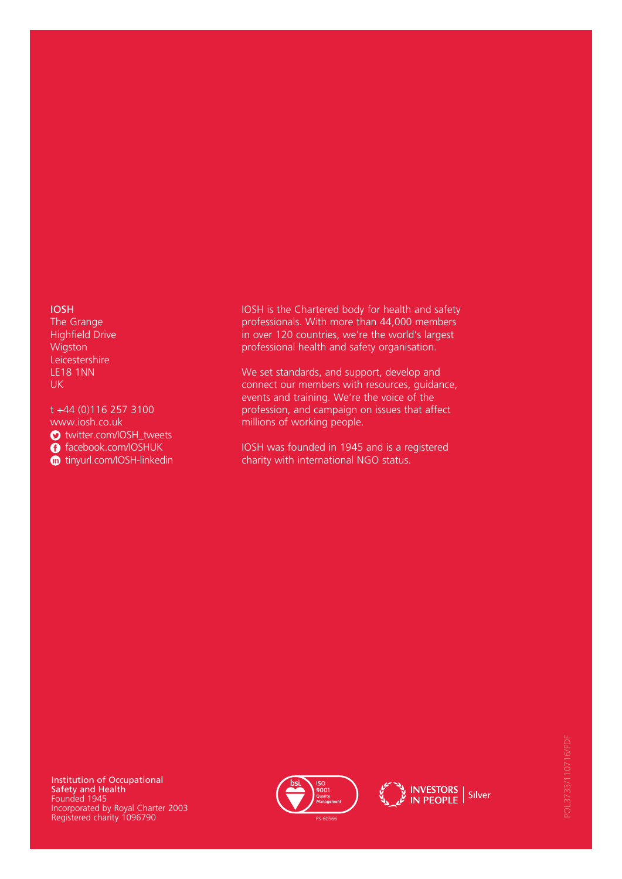**IOSH**
The Grange
Highfield Drive
Wigston
Leicestershire
LE18 1NN
UK

t +44 (0)116 257 3100
www.iosh.co.uk
twitter.com/IOSH_tweets
facebook.com/IOSHUK
tinyurl.com/IOSH-linkedin

IOSH is the Chartered body for health and safety professionals. With more than 44,000 members in over 120 countries, we're the world's largest professional health and safety organisation.

We set standards, and support, develop and connect our members with resources, guidance, events and training. We're the voice of the profession, and campaign on issues that affect millions of working people.

IOSH was founded in 1945 and is a registered charity with international NGO status.

Institution of Occupational Safety and Health
Founded 1945
Incorporated by Royal Charter 2003
Registered charity 1096790

bsi. ISO 9001 Quality Management
FS 60566

INVESTORS IN PEOPLE | Silver

POL3733/110716/PDF